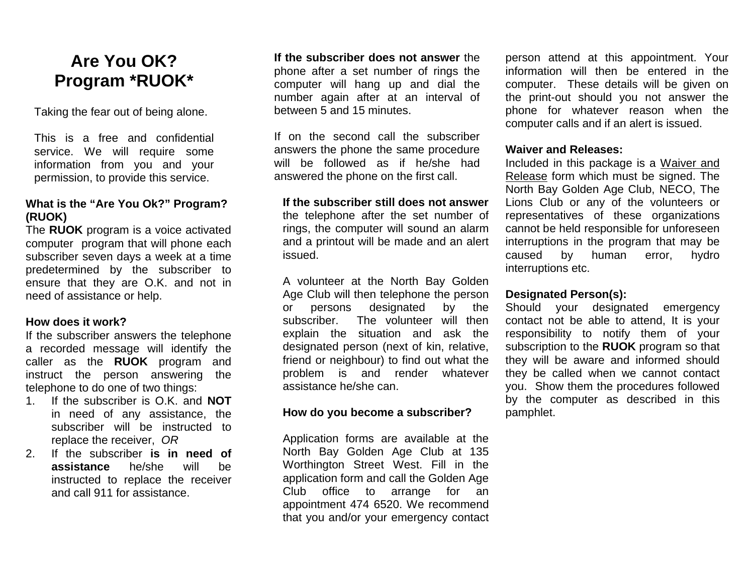# Are You OK?
# Program *RUOK*

Taking the fear out of being alone.

This is a free and confidential service. We will require some information from you and your permission, to provide this service.

**What is the "Are You Ok?" Program? (RUOK)**

The **RUOK** program is a voice activated computer program that will phone each subscriber seven days a week at a time predetermined by the subscriber to ensure that they are O.K. and not in need of assistance or help.

**How does it work?**

If the subscriber answers the telephone a recorded message will identify the caller as the **RUOK** program and instruct the person answering the telephone to do one of two things:

1. If the subscriber is O.K. and **NOT** in need of any assistance, the subscriber will be instructed to replace the receiver, *OR*
2. If the subscriber **is in need of assistance** he/she will be instructed to replace the receiver and call 911 for assistance.

**If the subscriber does not answer** the phone after a set number of rings the computer will hang up and dial the number again after at an interval of between 5 and 15 minutes.

If on the second call the subscriber answers the phone the same procedure will be followed as if he/she had answered the phone on the first call.

**If the subscriber still does not answer** the telephone after the set number of rings, the computer will sound an alarm and a printout will be made and an alert issued.

A volunteer at the North Bay Golden Age Club will then telephone the person or persons designated by the subscriber. The volunteer will then explain the situation and ask the designated person (next of kin, relative, friend or neighbour) to find out what the problem is and render whatever assistance he/she can.

**How do you become a subscriber?**

Application forms are available at the North Bay Golden Age Club at 135 Worthington Street West. Fill in the application form and call the Golden Age Club office to arrange for an appointment 474 6520. We recommend that you and/or your emergency contact person attend at this appointment. Your information will then be entered in the computer. These details will be given on the print-out should you not answer the phone for whatever reason when the computer calls and if an alert is issued.

**Waiver and Releases:**

Included in this package is a Waiver and Release form which must be signed. The North Bay Golden Age Club, NECO, The Lions Club or any of the volunteers or representatives of these organizations cannot be held responsible for unforeseen interruptions in the program that may be caused by human error, hydro interruptions etc.

**Designated Person(s):**

Should your designated emergency contact not be able to attend, It is your responsibility to notify them of your subscription to the **RUOK** program so that they will be aware and informed should they be called when we cannot contact you. Show them the procedures followed by the computer as described in this pamphlet.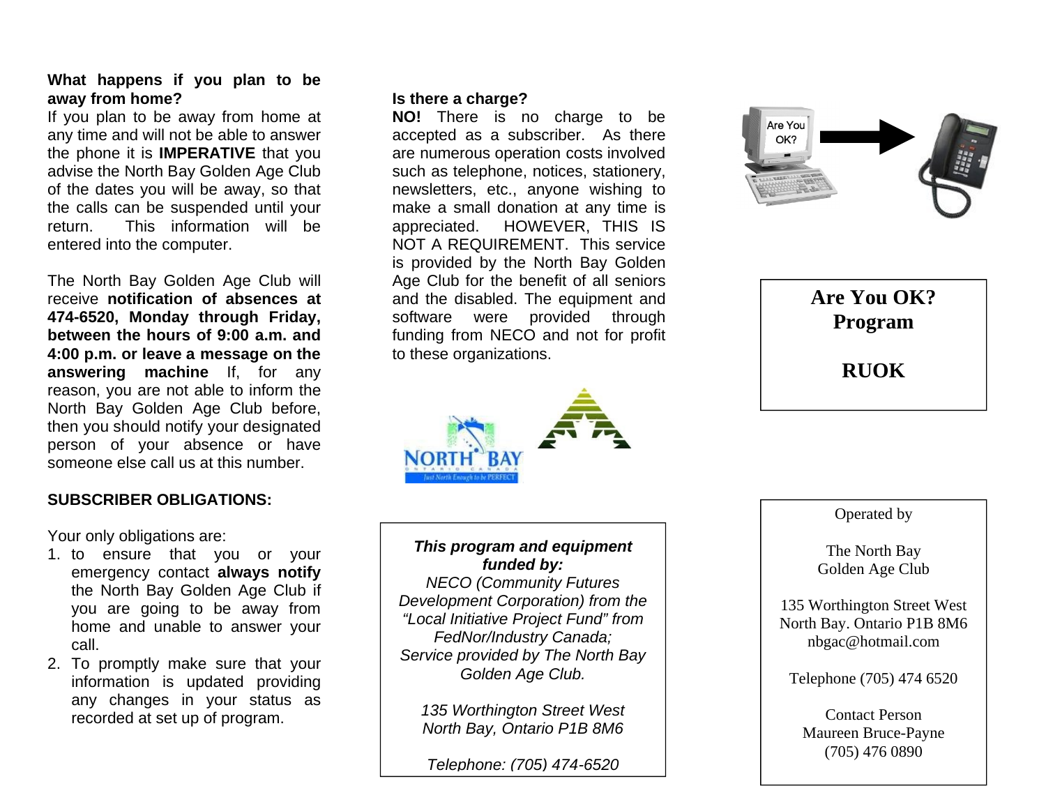**What happens if you plan to be away from home?**

If you plan to be away from home at any time and will not be able to answer the phone it is **IMPERATIVE** that you advise the North Bay Golden Age Club of the dates you will be away, so that the calls can be suspended until your return. This information will be entered into the computer.

The North Bay Golden Age Club will receive **notification of absences at 474-6520, Monday through Friday, between the hours of 9:00 a.m. and 4:00 p.m. or leave a message on the answering machine** If, for any reason, you are not able to inform the North Bay Golden Age Club before, then you should notify your designated person of your absence or have someone else call us at this number.

**SUBSCRIBER OBLIGATIONS:**

Your only obligations are:

1. to ensure that you or your emergency contact **always notify** the North Bay Golden Age Club if you are going to be away from home and unable to answer your call.
2. To promptly make sure that your information is updated providing any changes in your status as recorded at set up of program.

**Is there a charge?**

**NO!** There is no charge to be accepted as a subscriber. As there are numerous operation costs involved such as telephone, notices, stationery, newsletters, etc., anyone wishing to make a small donation at any time is appreciated. HOWEVER, THIS IS NOT A REQUIREMENT. This service is provided by the North Bay Golden Age Club for the benefit of all seniors and the disabled. The equipment and software were provided through funding from NECO and not for profit to these organizations.

NORTH BAY
ONTARIO CANADA
Just North Enough to be PERFECT

***This program and equipment funded by:***

*NECO (Community Futures Development Corporation) from the "Local Initiative Project Fund" from FedNor/Industry Canada;*
*Service provided by The North Bay Golden Age Club.*

*135 Worthington Street West*
*North Bay, Ontario P1B 8M6*

*Telephone: (705) 474-6520*

Are You OK?

# Are You OK? Program

# RUOK

Operated by

The North Bay
Golden Age Club

135 Worthington Street West
North Bay. Ontario P1B 8M6
nbgac@hotmail.com

Telephone (705) 474 6520

Contact Person
Maureen Bruce-Payne
(705) 476 0890